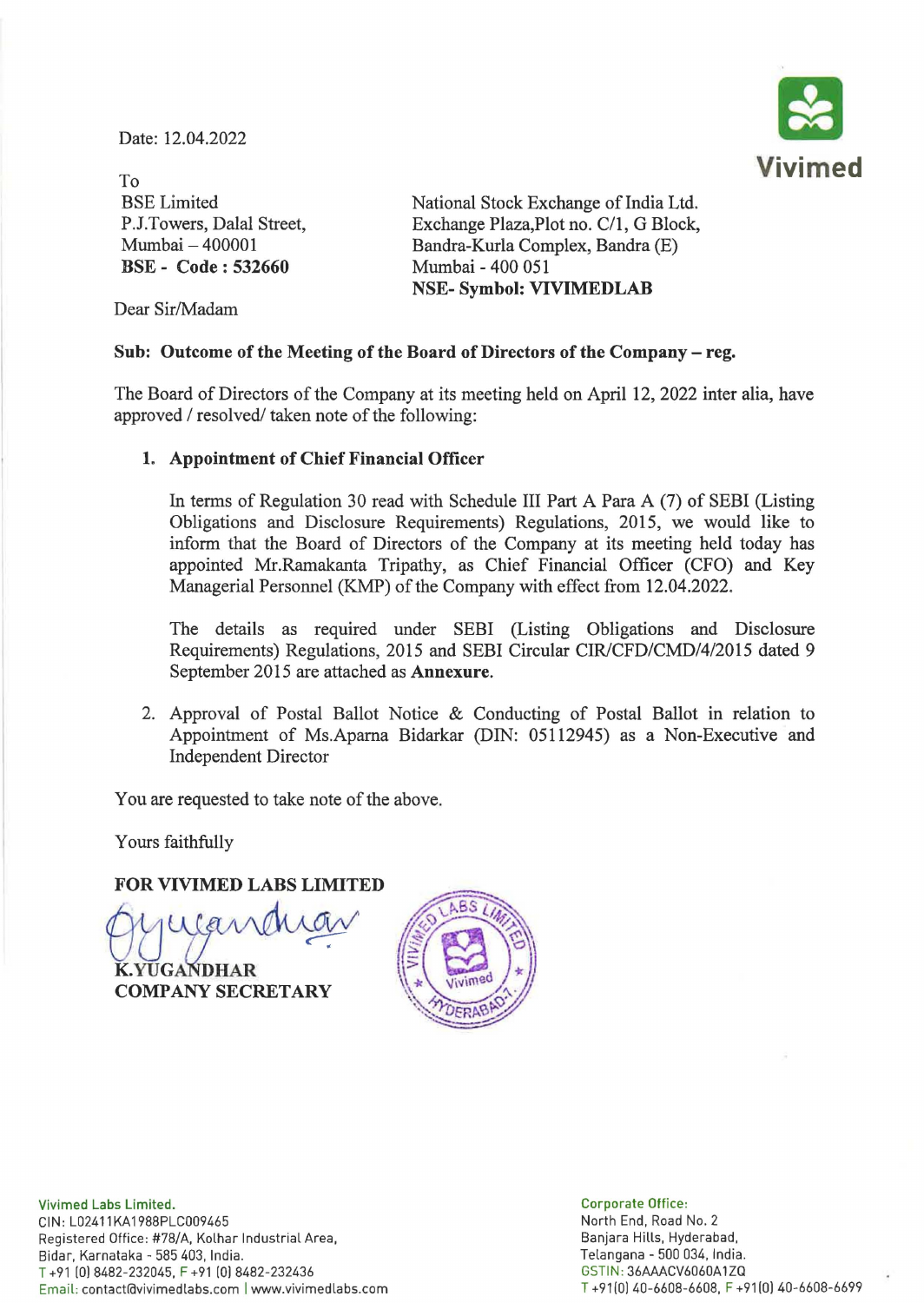Vivimed

Date: 12.04.2022

To

BSE Limited
P.J.Towers, Dalal Street,
Mumbai – 400001
**BSE - Code : 532660**

National Stock Exchange of India Ltd.
Exchange Plaza,Plot no. C/1, G Block,
Bandra-Kurla Complex, Bandra (E)
Mumbai - 400 051
**NSE- Symbol: VIVIMEDLAB**

Dear Sir/Madam

**Sub: Outcome of the Meeting of the Board of Directors of the Company – reg.**

The Board of Directors of the Company at its meeting held on April 12, 2022 inter alia, have approved / resolved/ taken note of the following:

1. **Appointment of Chief Financial Officer**

   In terms of Regulation 30 read with Schedule III Part A Para A (7) of SEBI (Listing Obligations and Disclosure Requirements) Regulations, 2015, we would like to inform that the Board of Directors of the Company at its meeting held today has appointed Mr.Ramakanta Tripathy, as Chief Financial Officer (CFO) and Key Managerial Personnel (KMP) of the Company with effect from 12.04.2022.

   The details as required under SEBI (Listing Obligations and Disclosure Requirements) Regulations, 2015 and SEBI Circular CIR/CFD/CMD/4/2015 dated 9 September 2015 are attached as **Annexure**.

2. Approval of Postal Ballot Notice & Conducting of Postal Ballot in relation to Appointment of Ms.Aparna Bidarkar (DIN: 05112945) as a Non-Executive and Independent Director

You are requested to take note of the above.

Yours faithfully

**FOR VIVIMED LABS LIMITED**

**K.YUGANDHAR**
**COMPANY SECRETARY**

Vivimed Labs Limited.
CIN: L02411KA1988PLC009465
Registered Office: #78/A, Kolhar Industrial Area,
Bidar, Karnataka - 585 403, India.
T +91 (0) 8482-232045, F +91 (0) 8482-232436
Email: contact@vivimedlabs.com | www.vivimedlabs.com

Corporate Office:
North End, Road No. 2
Banjara Hills, Hyderabad,
Telangana - 500 034, India.
GSTIN: 36AAACV6060A1ZQ
T +91(0) 40-6608-6608, F +91(0) 40-6608-6699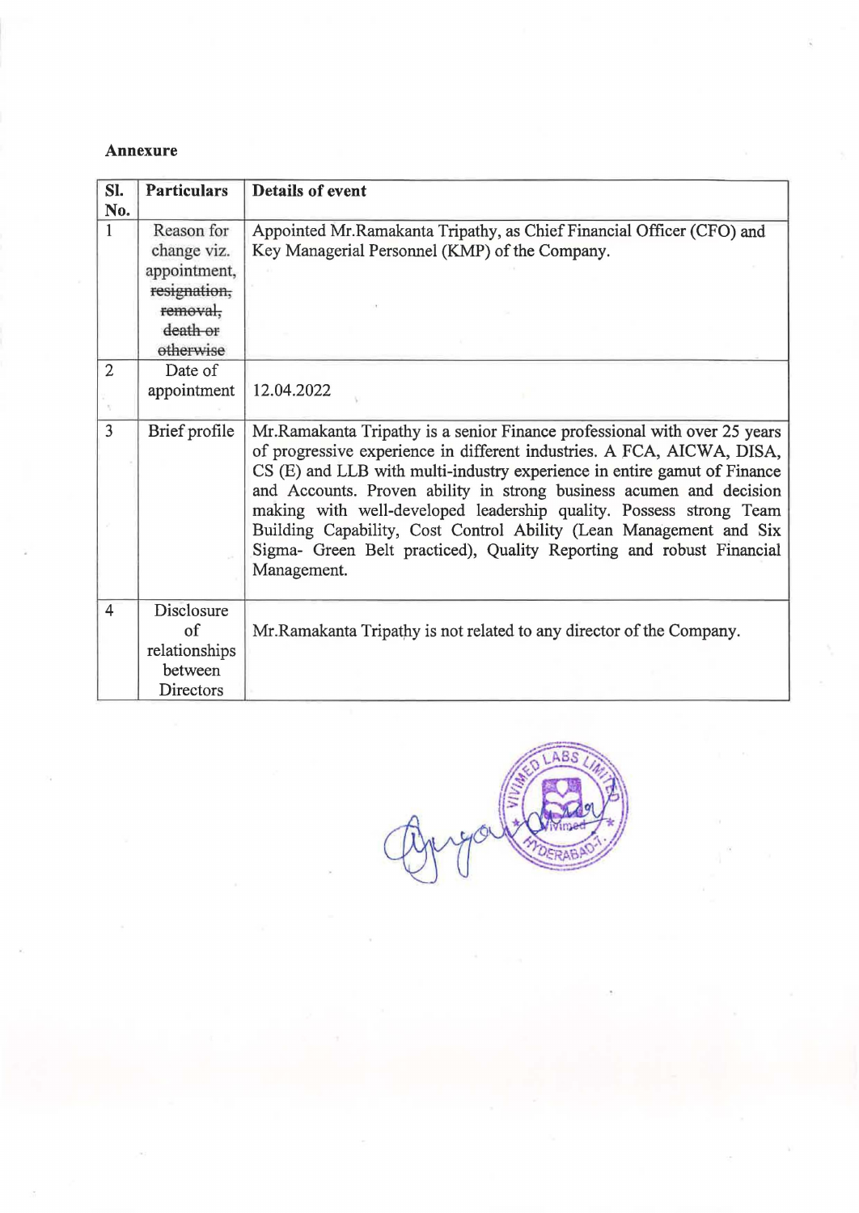**Annexure**

| Sl. No. | Particulars | Details of event |
|---|---|---|
| 1 | Reason for change viz. appointment, ~~resignation, removal, death or otherwise~~ | Appointed Mr.Ramakanta Tripathy, as Chief Financial Officer (CFO) and Key Managerial Personnel (KMP) of the Company. |
| 2 | Date of appointment | 12.04.2022 |
| 3 | Brief profile | Mr.Ramakanta Tripathy is a senior Finance professional with over 25 years of progressive experience in different industries. A FCA, AICWA, DISA, CS (E) and LLB with multi-industry experience in entire gamut of Finance and Accounts. Proven ability in strong business acumen and decision making with well-developed leadership quality. Possess strong Team Building Capability, Cost Control Ability (Lean Management and Six Sigma- Green Belt practiced), Quality Reporting and robust Financial Management. |
| 4 | Disclosure of relationships between Directors | Mr.Ramakanta Tripathy is not related to any director of the Company. |